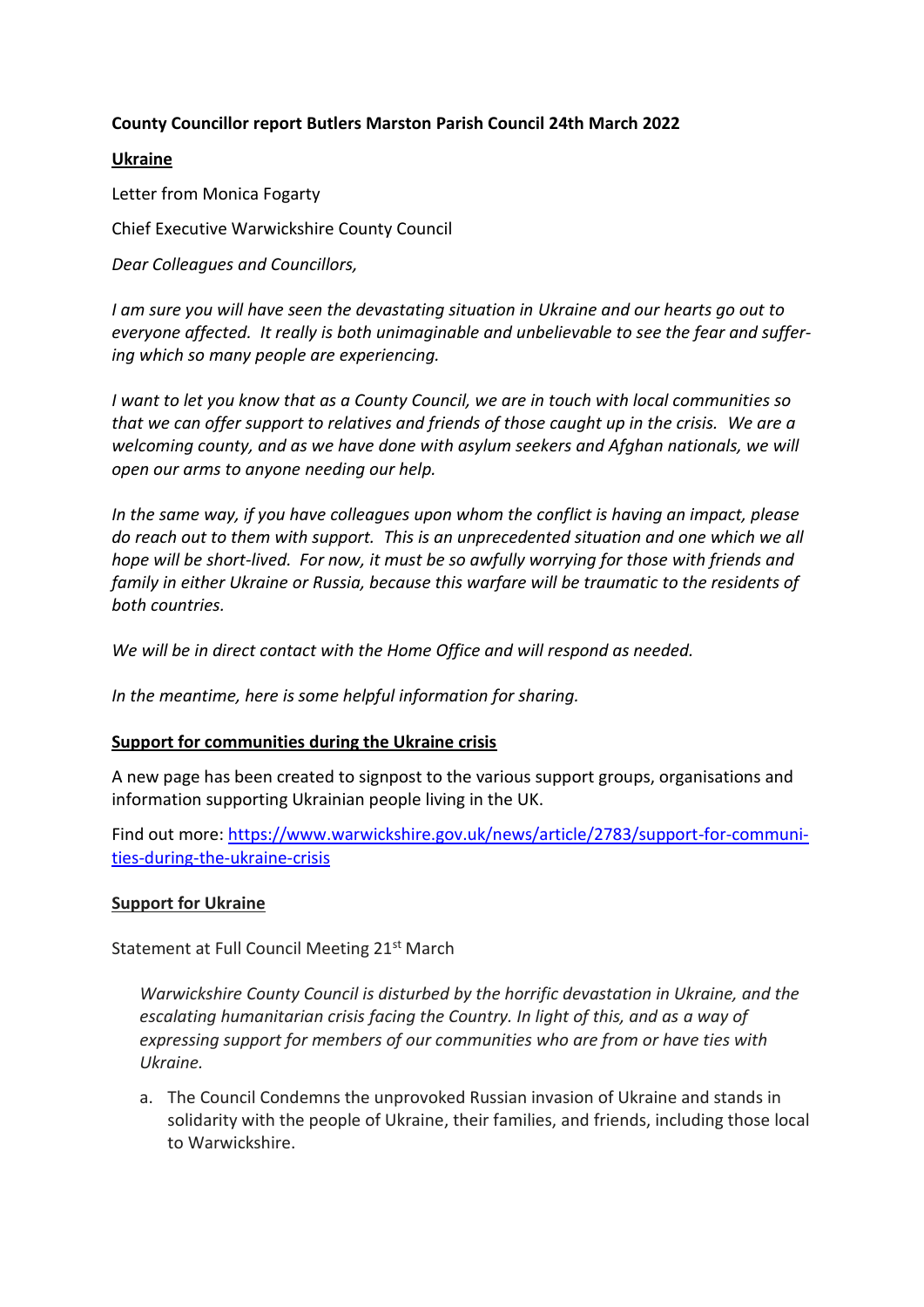**County Councillor report Butlers Marston Parish Council 24th March 2022**

**Ukraine**

Letter from Monica Fogarty

Chief Executive Warwickshire County Council

*Dear Colleagues and Councillors,*

*I am sure you will have seen the devastating situation in Ukraine and our hearts go out to everyone affected. It really is both unimaginable and unbelievable to see the fear and suffering which so many people are experiencing.*

*I want to let you know that as a County Council, we are in touch with local communities so that we can offer support to relatives and friends of those caught up in the crisis. We are a welcoming county, and as we have done with asylum seekers and Afghan nationals, we will open our arms to anyone needing our help.*

*In the same way, if you have colleagues upon whom the conflict is having an impact, please do reach out to them with support. This is an unprecedented situation and one which we all hope will be short-lived. For now, it must be so awfully worrying for those with friends and family in either Ukraine or Russia, because this warfare will be traumatic to the residents of both countries.*

*We will be in direct contact with the Home Office and will respond as needed.*

*In the meantime, here is some helpful information for sharing.*

**Support for communities during the Ukraine crisis**

A new page has been created to signpost to the various support groups, organisations and information supporting Ukrainian people living in the UK.

Find out more: https://www.warwickshire.gov.uk/news/article/2783/support-for-communities-during-the-ukraine-crisis

**Support for Ukraine**

Statement at Full Council Meeting 21st March

> *Warwickshire County Council is disturbed by the horrific devastation in Ukraine, and the escalating humanitarian crisis facing the Country. In light of this, and as a way of expressing support for members of our communities who are from or have ties with Ukraine.*

a. The Council Condemns the unprovoked Russian invasion of Ukraine and stands in solidarity with the people of Ukraine, their families, and friends, including those local to Warwickshire.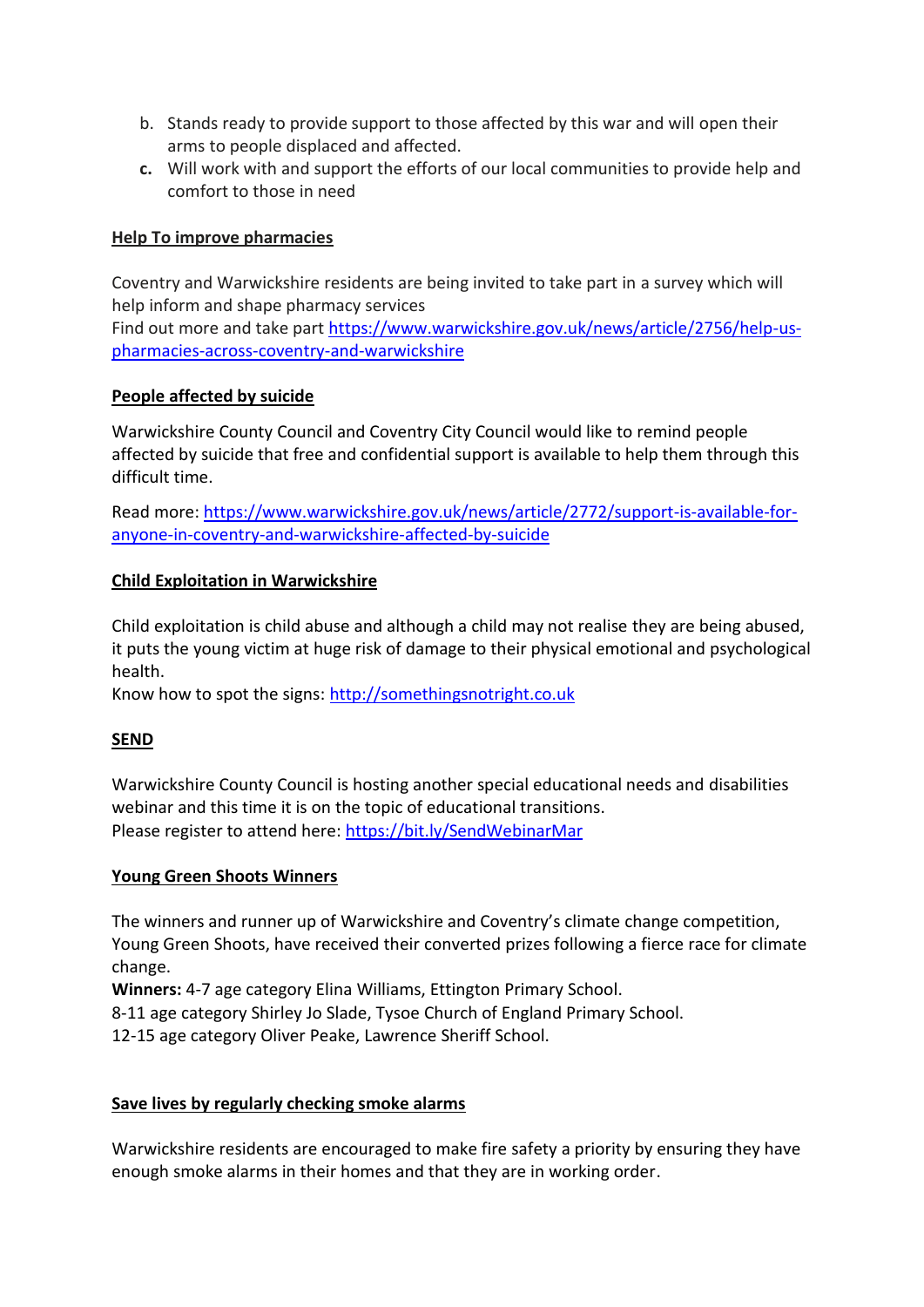b. Stands ready to provide support to those affected by this war and will open their arms to people displaced and affected.
**c.** Will work with and support the efforts of our local communities to provide help and comfort to those in need

**Help To improve pharmacies**

Coventry and Warwickshire residents are being invited to take part in a survey which will help inform and shape pharmacy services
Find out more and take part https://www.warwickshire.gov.uk/news/article/2756/help-us-pharmacies-across-coventry-and-warwickshire

**People affected by suicide**

Warwickshire County Council and Coventry City Council would like to remind people affected by suicide that free and confidential support is available to help them through this difficult time.

Read more: https://www.warwickshire.gov.uk/news/article/2772/support-is-available-for-anyone-in-coventry-and-warwickshire-affected-by-suicide

**Child Exploitation in Warwickshire**

Child exploitation is child abuse and although a child may not realise they are being abused, it puts the young victim at huge risk of damage to their physical emotional and psychological health.
Know how to spot the signs: http://somethingsnotright.co.uk

**SEND**

Warwickshire County Council is hosting another special educational needs and disabilities webinar and this time it is on the topic of educational transitions.
Please register to attend here: https://bit.ly/SendWebinarMar

**Young Green Shoots Winners**

The winners and runner up of Warwickshire and Coventry's climate change competition, Young Green Shoots, have received their converted prizes following a fierce race for climate change.
**Winners:** 4-7 age category Elina Williams, Ettington Primary School.
8-11 age category Shirley Jo Slade, Tysoe Church of England Primary School.
12-15 age category Oliver Peake, Lawrence Sheriff School.

**Save lives by regularly checking smoke alarms**

Warwickshire residents are encouraged to make fire safety a priority by ensuring they have enough smoke alarms in their homes and that they are in working order.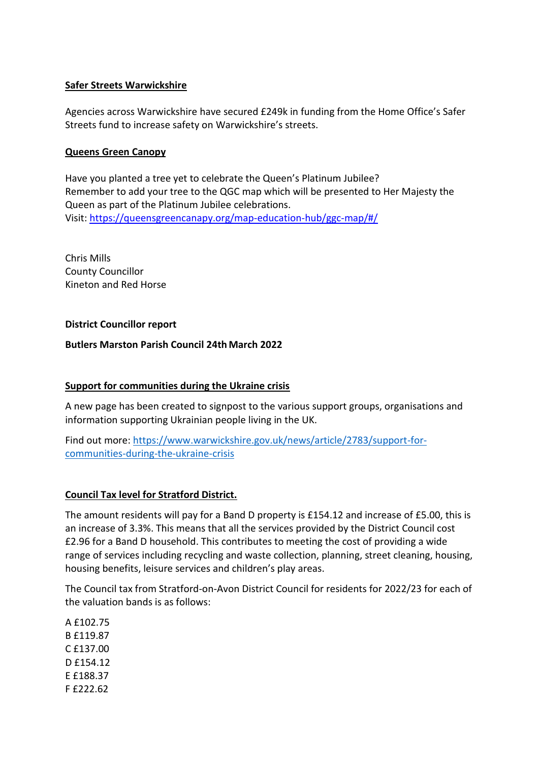**Safer Streets Warwickshire**

Agencies across Warwickshire have secured £249k in funding from the Home Office's Safer Streets fund to increase safety on Warwickshire's streets.

**Queens Green Canopy**

Have you planted a tree yet to celebrate the Queen's Platinum Jubilee?
Remember to add your tree to the QGC map which will be presented to Her Majesty the Queen as part of the Platinum Jubilee celebrations.
Visit: [https://queensgreencanopy.org/map-education-hub/ggc-map/#/](https://queensgreencanopy.org/map-education-hub/ggc-map/#/)

Chris Mills
County Councillor
Kineton and Red Horse

**District Councillor report**

**Butlers Marston Parish Council 24th March 2022**

**Support for communities during the Ukraine crisis**

A new page has been created to signpost to the various support groups, organisations and information supporting Ukrainian people living in the UK.

Find out more: [https://www.warwickshire.gov.uk/news/article/2783/support-for-communities-during-the-ukraine-crisis](https://www.warwickshire.gov.uk/news/article/2783/support-for-communities-during-the-ukraine-crisis)

**Council Tax level for Stratford District.**

The amount residents will pay for a Band D property is £154.12 and increase of £5.00, this is an increase of 3.3%. This means that all the services provided by the District Council cost £2.96 for a Band D household. This contributes to meeting the cost of providing a wide range of services including recycling and waste collection, planning, street cleaning, housing, housing benefits, leisure services and children's play areas.

The Council tax from Stratford-on-Avon District Council for residents for 2022/23 for each of the valuation bands is as follows:

A £102.75
B £119.87
C £137.00
D £154.12
E £188.37
F £222.62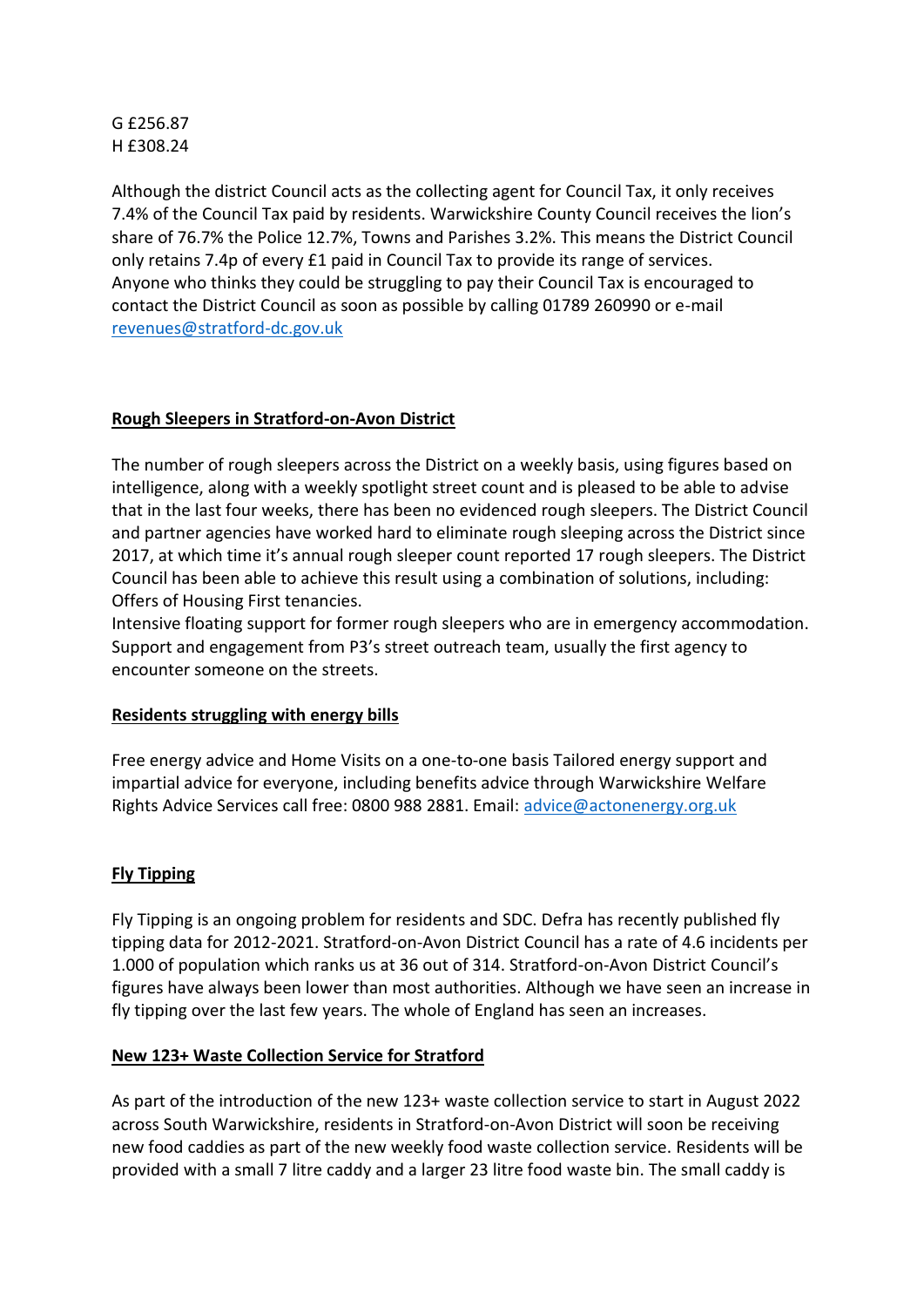G £256.87
H £308.24

Although the district Council acts as the collecting agent for Council Tax, it only receives 7.4% of the Council Tax paid by residents. Warwickshire County Council receives the lion's share of 76.7% the Police 12.7%, Towns and Parishes 3.2%. This means the District Council only retains 7.4p of every £1 paid in Council Tax to provide its range of services.
Anyone who thinks they could be struggling to pay their Council Tax is encouraged to contact the District Council as soon as possible by calling 01789 260990 or e-mail revenues@stratford-dc.gov.uk

**Rough Sleepers in Stratford-on-Avon District**

The number of rough sleepers across the District on a weekly basis, using figures based on intelligence, along with a weekly spotlight street count and is pleased to be able to advise that in the last four weeks, there has been no evidenced rough sleepers. The District Council and partner agencies have worked hard to eliminate rough sleeping across the District since 2017, at which time it's annual rough sleeper count reported 17 rough sleepers. The District Council has been able to achieve this result using a combination of solutions, including:
Offers of Housing First tenancies.
Intensive floating support for former rough sleepers who are in emergency accommodation.
Support and engagement from P3's street outreach team, usually the first agency to encounter someone on the streets.

**Residents struggling with energy bills**

Free energy advice and Home Visits on a one-to-one basis Tailored energy support and impartial advice for everyone, including benefits advice through Warwickshire Welfare Rights Advice Services call free: 0800 988 2881. Email: advice@actonenergy.org.uk

**Fly Tipping**

Fly Tipping is an ongoing problem for residents and SDC. Defra has recently published fly tipping data for 2012-2021. Stratford-on-Avon District Council has a rate of 4.6 incidents per 1.000 of population which ranks us at 36 out of 314. Stratford-on-Avon District Council's figures have always been lower than most authorities. Although we have seen an increase in fly tipping over the last few years. The whole of England has seen an increases.

**New 123+ Waste Collection Service for Stratford**

As part of the introduction of the new 123+ waste collection service to start in August 2022 across South Warwickshire, residents in Stratford-on-Avon District will soon be receiving new food caddies as part of the new weekly food waste collection service. Residents will be provided with a small 7 litre caddy and a larger 23 litre food waste bin. The small caddy is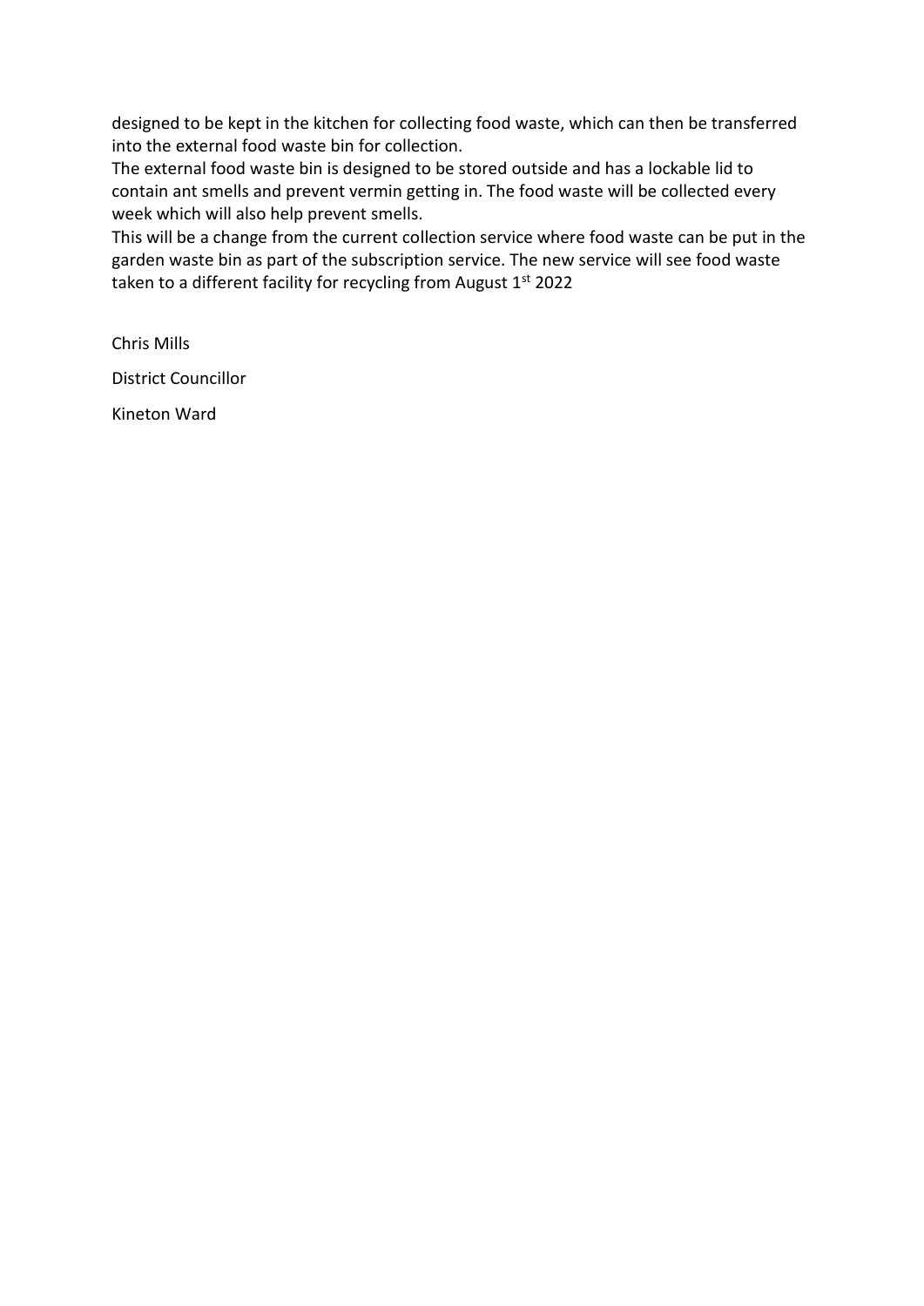designed to be kept in the kitchen for collecting food waste, which can then be transferred into the external food waste bin for collection.

The external food waste bin is designed to be stored outside and has a lockable lid to contain ant smells and prevent vermin getting in. The food waste will be collected every week which will also help prevent smells.

This will be a change from the current collection service where food waste can be put in the garden waste bin as part of the subscription service. The new service will see food waste taken to a different facility for recycling from August 1st 2022

Chris Mills

District Councillor

Kineton Ward